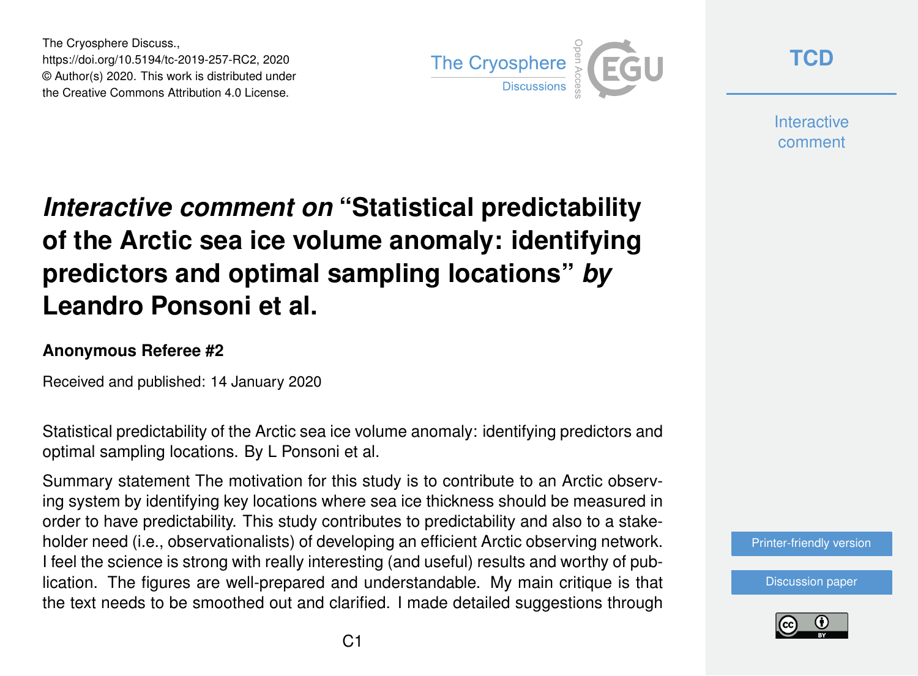# *Interactive comment on* "Statistical predictability of the Arctic sea ice volume anomaly: identifying predictors and optimal sampling locations" *by* Leandro Ponsoni et al.

**Anonymous Referee #2**

Received and published: 14 January 2020

Statistical predictability of the Arctic sea ice volume anomaly: identifying predictors and optimal sampling locations. By L Ponsoni et al.

Summary statement The motivation for this study is to contribute to an Arctic observing system by identifying key locations where sea ice thickness should be measured in order to have predictability. This study contributes to predictability and also to a stakeholder need (i.e., observationalists) of developing an efficient Arctic observing network. I feel the science is strong with really interesting (and useful) results and worthy of publication. The figures are well-prepared and understandable. My main critique is that the text needs to be smoothed out and clarified. I made detailed suggestions through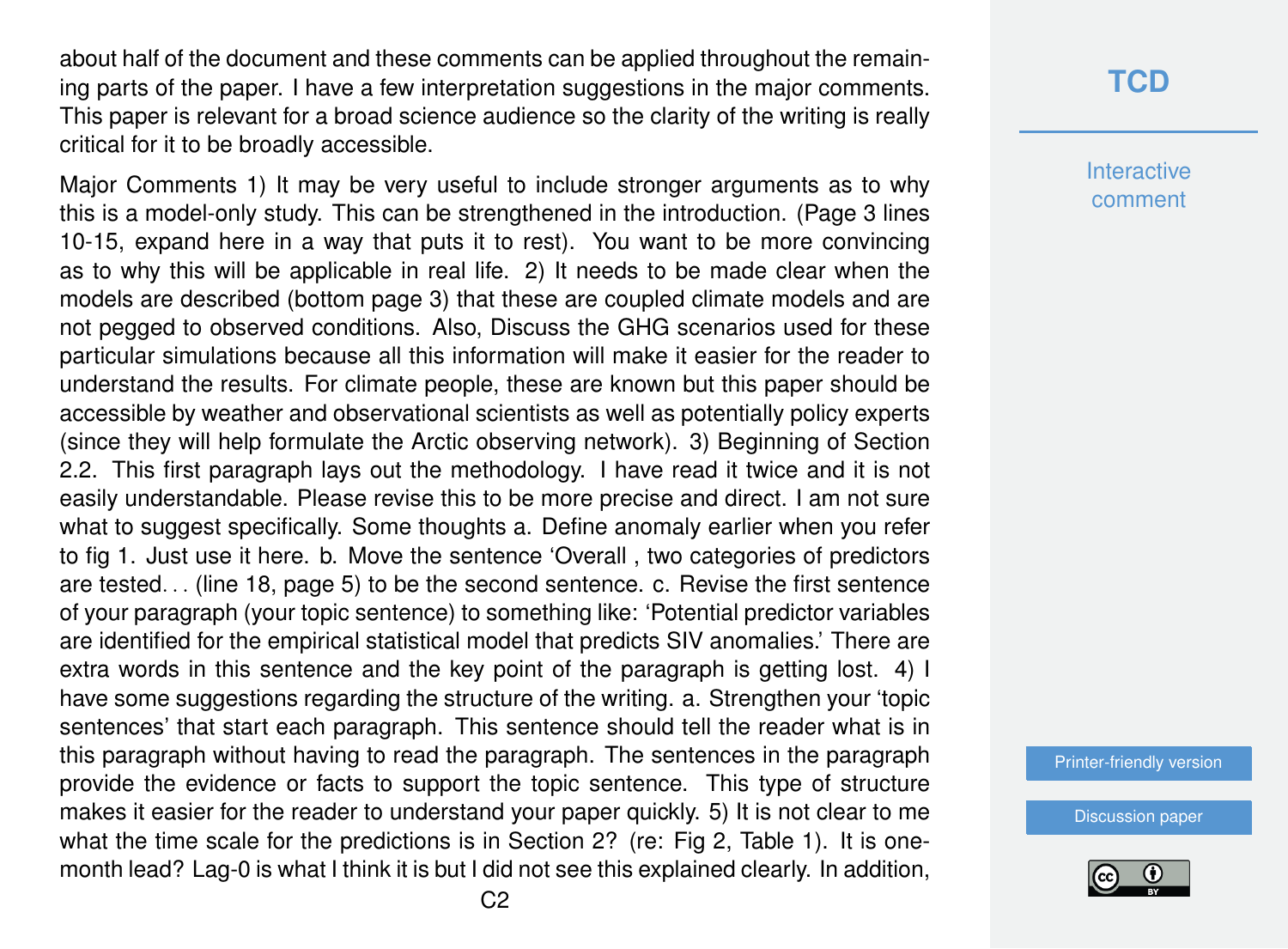about half of the document and these comments can be applied throughout the remaining parts of the paper. I have a few interpretation suggestions in the major comments. This paper is relevant for a broad science audience so the clarity of the writing is really critical for it to be broadly accessible.

Major Comments 1) It may be very useful to include stronger arguments as to why this is a model-only study. This can be strengthened in the introduction. (Page 3 lines 10-15, expand here in a way that puts it to rest). You want to be more convincing as to why this will be applicable in real life. 2) It needs to be made clear when the models are described (bottom page 3) that these are coupled climate models and are not pegged to observed conditions. Also, Discuss the GHG scenarios used for these particular simulations because all this information will make it easier for the reader to understand the results. For climate people, these are known but this paper should be accessible by weather and observational scientists as well as potentially policy experts (since they will help formulate the Arctic observing network). 3) Beginning of Section 2.2. This first paragraph lays out the methodology. I have read it twice and it is not easily understandable. Please revise this to be more precise and direct. I am not sure what to suggest specifically. Some thoughts a. Define anomaly earlier when you refer to fig 1. Just use it here. b. Move the sentence 'Overall , two categories of predictors are tested. . . (line 18, page 5) to be the second sentence. c. Revise the first sentence of your paragraph (your topic sentence) to something like: 'Potential predictor variables are identified for the empirical statistical model that predicts SIV anomalies.' There are extra words in this sentence and the key point of the paragraph is getting lost. 4) I have some suggestions regarding the structure of the writing. a. Strengthen your 'topic sentences' that start each paragraph. This sentence should tell the reader what is in this paragraph without having to read the paragraph. The sentences in the paragraph provide the evidence or facts to support the topic sentence. This type of structure makes it easier for the reader to understand your paper quickly. 5) It is not clear to me what the time scale for the predictions is in Section 2? (re: Fig 2, Table 1). It is one-month lead? Lag-0 is what I think it is but I did not see this explained clearly. In addition,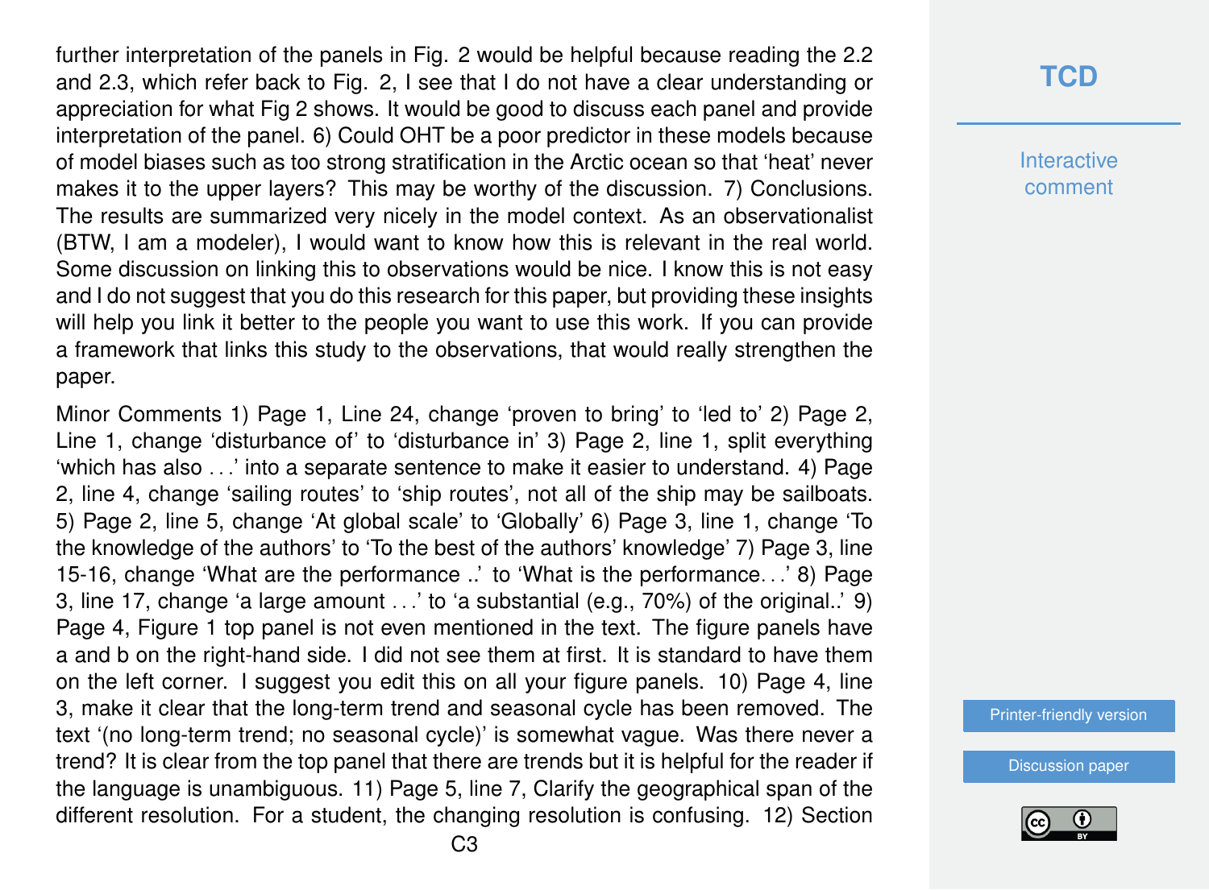further interpretation of the panels in Fig. 2 would be helpful because reading the 2.2 and 2.3, which refer back to Fig. 2, I see that I do not have a clear understanding or appreciation for what Fig 2 shows. It would be good to discuss each panel and provide interpretation of the panel. 6) Could OHT be a poor predictor in these models because of model biases such as too strong stratification in the Arctic ocean so that 'heat' never makes it to the upper layers? This may be worthy of the discussion. 7) Conclusions. The results are summarized very nicely in the model context. As an observationalist (BTW, I am a modeler), I would want to know how this is relevant in the real world. Some discussion on linking this to observations would be nice. I know this is not easy and I do not suggest that you do this research for this paper, but providing these insights will help you link it better to the people you want to use this work. If you can provide a framework that links this study to the observations, that would really strengthen the paper.

Minor Comments 1) Page 1, Line 24, change 'proven to bring' to 'led to' 2) Page 2, Line 1, change 'disturbance of' to 'disturbance in' 3) Page 2, line 1, split everything 'which has also . . .' into a separate sentence to make it easier to understand. 4) Page 2, line 4, change 'sailing routes' to 'ship routes', not all of the ship may be sailboats. 5) Page 2, line 5, change 'At global scale' to 'Globally' 6) Page 3, line 1, change 'To the knowledge of the authors' to 'To the best of the authors' knowledge' 7) Page 3, line 15-16, change 'What are the performance ..' to 'What is the performance. . .' 8) Page 3, line 17, change 'a large amount . . .' to 'a substantial (e.g., 70%) of the original..' 9) Page 4, Figure 1 top panel is not even mentioned in the text. The figure panels have a and b on the right-hand side. I did not see them at first. It is standard to have them on the left corner. I suggest you edit this on all your figure panels. 10) Page 4, line 3, make it clear that the long-term trend and seasonal cycle has been removed. The text '(no long-term trend; no seasonal cycle)' is somewhat vague. Was there never a trend? It is clear from the top panel that there are trends but it is helpful for the reader if the language is unambiguous. 11) Page 5, line 7, Clarify the geographical span of the different resolution. For a student, the changing resolution is confusing. 12) Section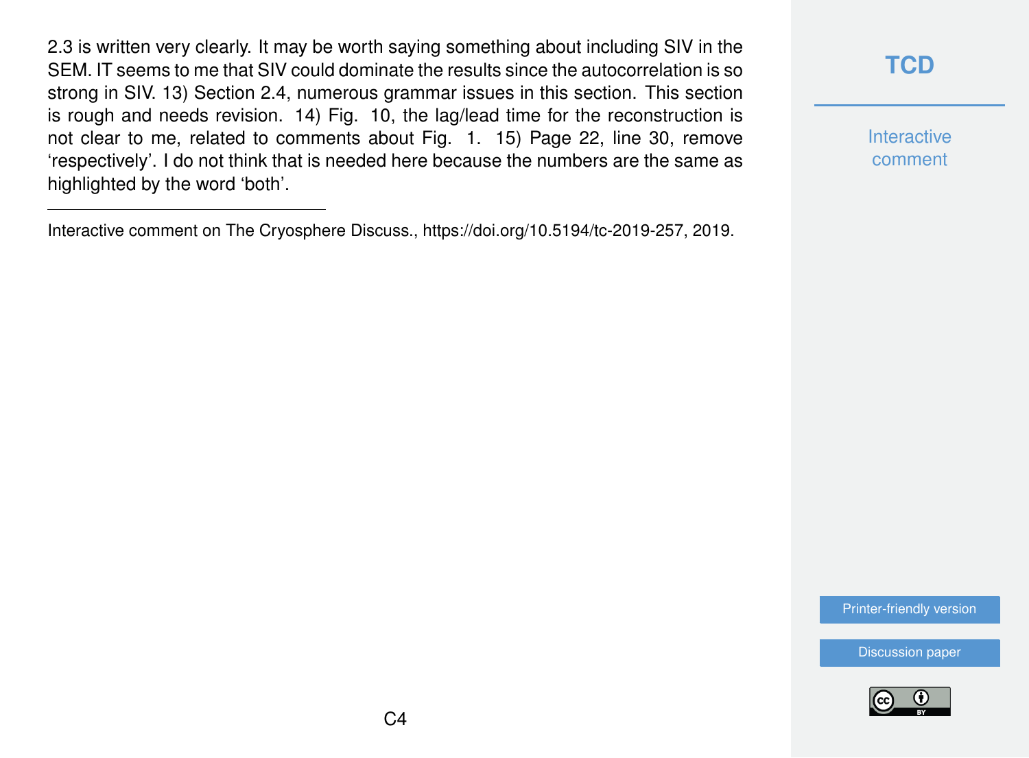2.3 is written very clearly. It may be worth saying something about including SIV in the SEM. IT seems to me that SIV could dominate the results since the autocorrelation is so strong in SIV. 13) Section 2.4, numerous grammar issues in this section. This section is rough and needs revision. 14) Fig. 10, the lag/lead time for the reconstruction is not clear to me, related to comments about Fig. 1. 15) Page 22, line 30, remove 'respectively'. I do not think that is needed here because the numbers are the same as highlighted by the word 'both'.

---

Interactive comment on The Cryosphere Discuss., https://doi.org/10.5194/tc-2019-257, 2019.